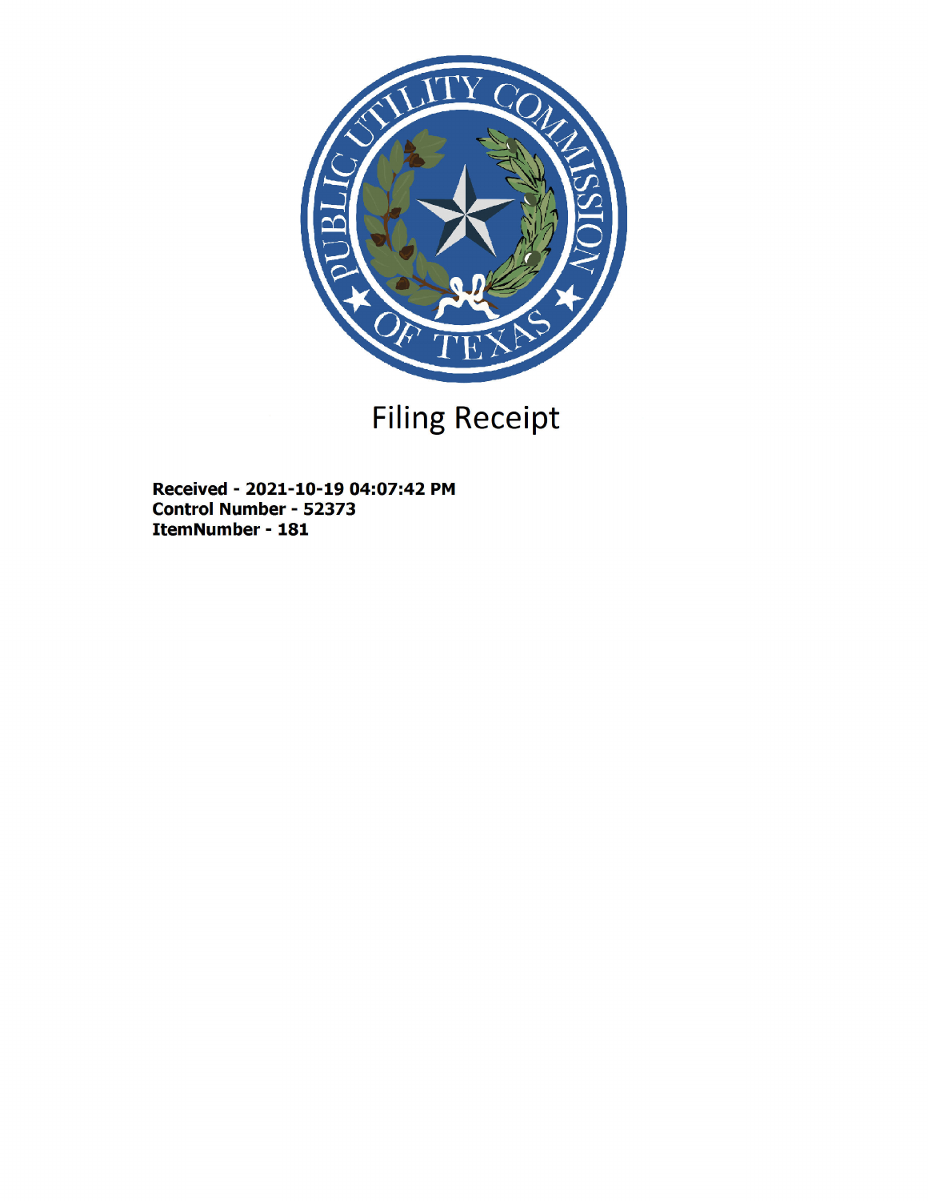# Filing Receipt

**Received - 2021-10-19 04:07:42 PM**
**Control Number - 52373**
**ItemNumber - 181**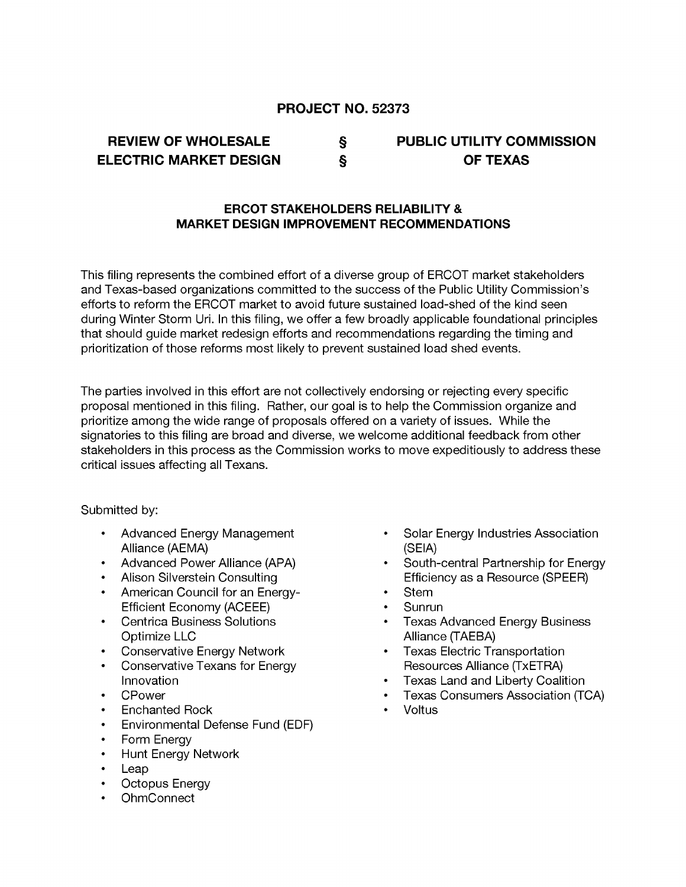## PROJECT NO. 52373

**REVIEW OF WHOLESALE ELECTRIC MARKET DESIGN** § **PUBLIC UTILITY COMMISSION OF TEXAS**

### ERCOT STAKEHOLDERS RELIABILITY & MARKET DESIGN IMPROVEMENT RECOMMENDATIONS

This filing represents the combined effort of a diverse group of ERCOT market stakeholders and Texas-based organizations committed to the success of the Public Utility Commission's efforts to reform the ERCOT market to avoid future sustained load-shed of the kind seen during Winter Storm Uri. In this filing, we offer a few broadly applicable foundational principles that should guide market redesign efforts and recommendations regarding the timing and prioritization of those reforms most likely to prevent sustained load shed events.

The parties involved in this effort are not collectively endorsing or rejecting every specific proposal mentioned in this filing. Rather, our goal is to help the Commission organize and prioritize among the wide range of proposals offered on a variety of issues. While the signatories to this filing are broad and diverse, we welcome additional feedback from other stakeholders in this process as the Commission works to move expeditiously to address these critical issues affecting all Texans.

Submitted by:

- Advanced Energy Management Alliance (AEMA)
- Advanced Power Alliance (APA)
- Alison Silverstein Consulting
- American Council for an Energy-Efficient Economy (ACEEE)
- Centrica Business Solutions Optimize LLC
- Conservative Energy Network
- Conservative Texans for Energy Innovation
- CPower
- Enchanted Rock
- Environmental Defense Fund (EDF)
- Form Energy
- Hunt Energy Network
- Leap
- Octopus Energy
- OhmConnect
- Solar Energy Industries Association (SEIA)
- South-central Partnership for Energy Efficiency as a Resource (SPEER)
- Stem
- Sunrun
- Texas Advanced Energy Business Alliance (TAEBA)
- Texas Electric Transportation Resources Alliance (TxETRA)
- Texas Land and Liberty Coalition
- Texas Consumers Association (TCA)
- Voltus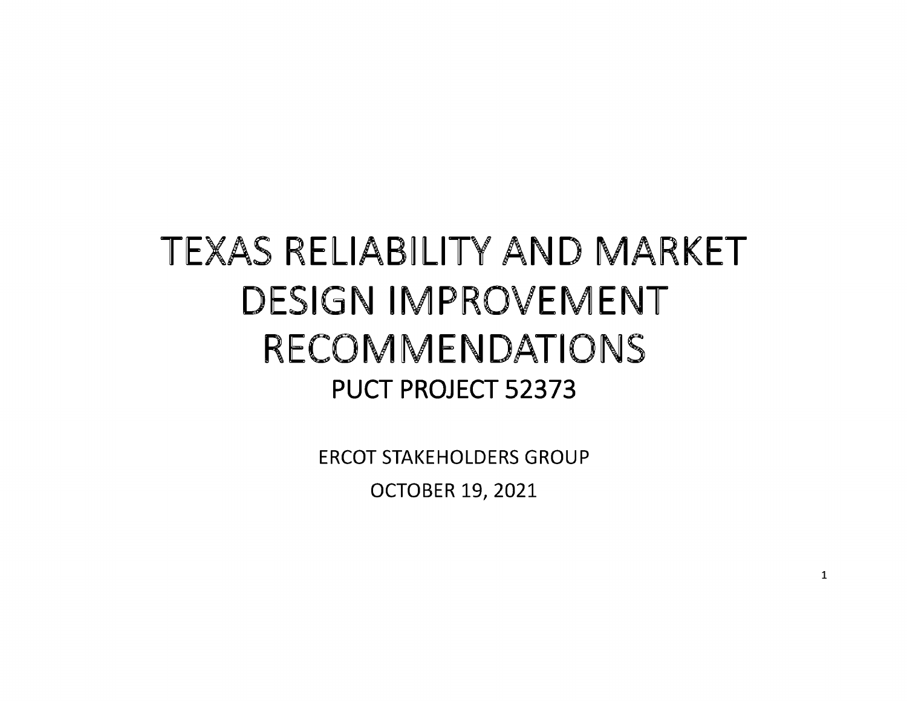# TEXAS RELIABILITY AND MARKET DESIGN IMPROVEMENT RECOMMENDATIONS

## PUCT PROJECT 52373

ERCOT STAKEHOLDERS GROUP

OCTOBER 19, 2021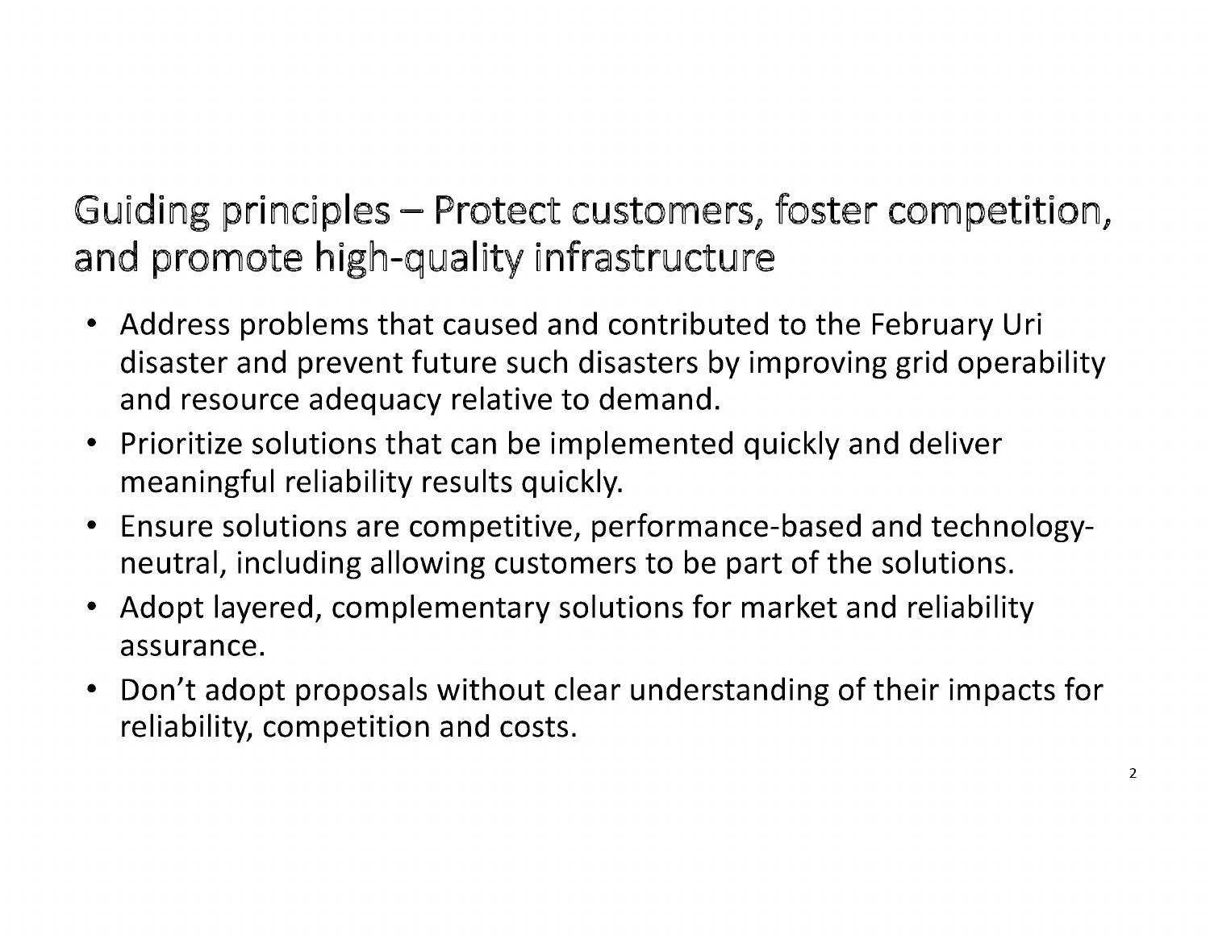## Guiding principles – Protect customers, foster competition, and promote high-quality infrastructure

- Address problems that caused and contributed to the February Uri disaster and prevent future such disasters by improving grid operability and resource adequacy relative to demand.
- Prioritize solutions that can be implemented quickly and deliver meaningful reliability results quickly.
- Ensure solutions are competitive, performance-based and technology-neutral, including allowing customers to be part of the solutions.
- Adopt layered, complementary solutions for market and reliability assurance.
- Don't adopt proposals without clear understanding of their impacts for reliability, competition and costs.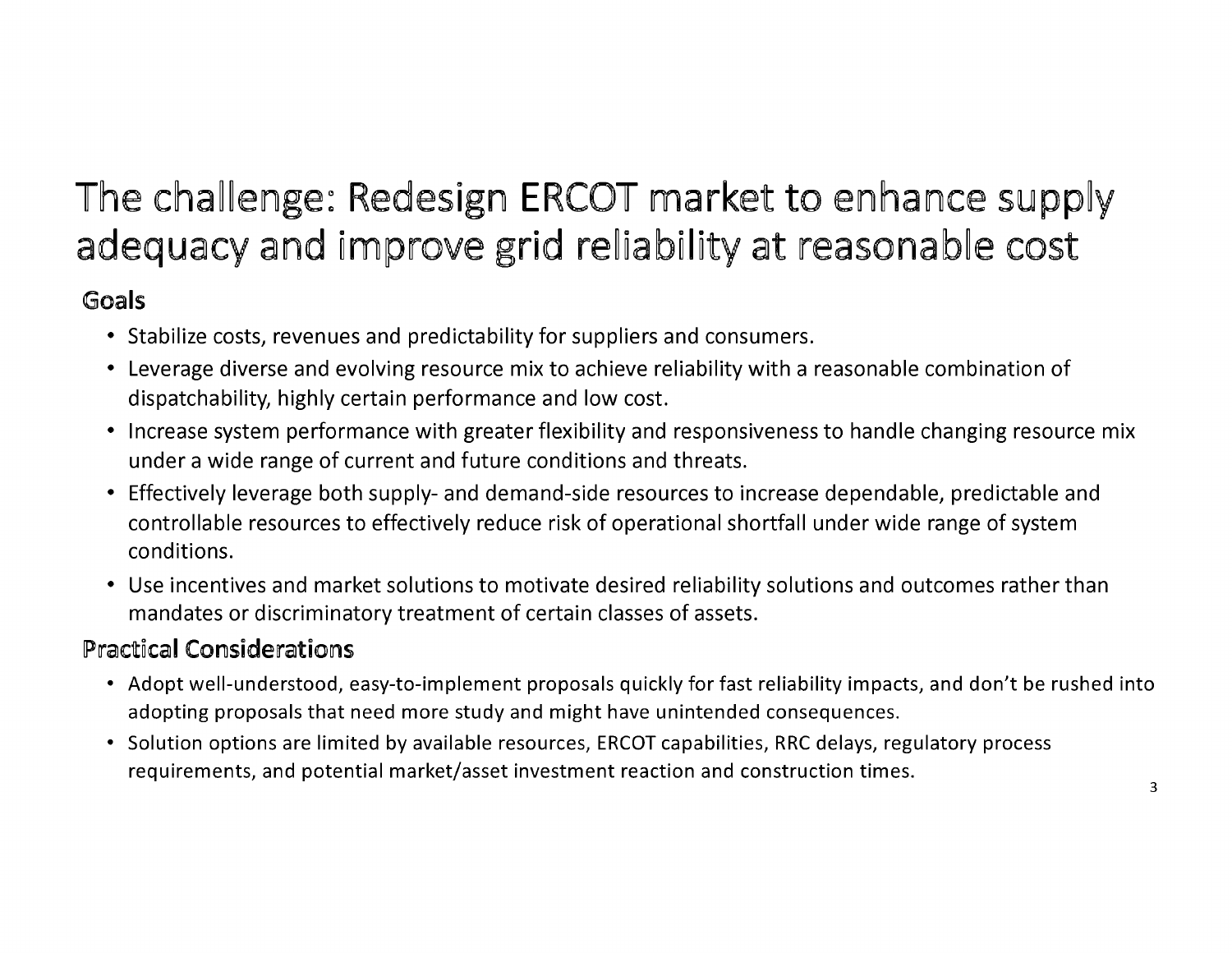# The challenge: Redesign ERCOT market to enhance supply adequacy and improve grid reliability at reasonable cost

## Goals

- Stabilize costs, revenues and predictability for suppliers and consumers.
- Leverage diverse and evolving resource mix to achieve reliability with a reasonable combination of dispatchability, highly certain performance and low cost.
- Increase system performance with greater flexibility and responsiveness to handle changing resource mix under a wide range of current and future conditions and threats.
- Effectively leverage both supply- and demand-side resources to increase dependable, predictable and controllable resources to effectively reduce risk of operational shortfall under wide range of system conditions.
- Use incentives and market solutions to motivate desired reliability solutions and outcomes rather than mandates or discriminatory treatment of certain classes of assets.

## Practical Considerations

- Adopt well-understood, easy-to-implement proposals quickly for fast reliability impacts, and don't be rushed into adopting proposals that need more study and might have unintended consequences.
- Solution options are limited by available resources, ERCOT capabilities, RRC delays, regulatory process requirements, and potential market/asset investment reaction and construction times.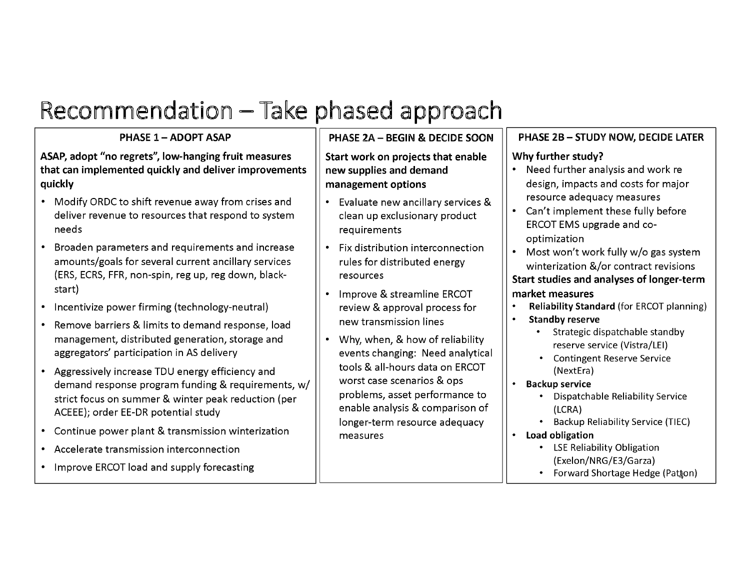# Recommendation – Take phased approach

## PHASE 1 – ADOPT ASAP

**ASAP, adopt "no regrets", low-hanging fruit measures that can implemented quickly and deliver improvements quickly**

- Modify ORDC to shift revenue away from crises and deliver revenue to resources that respond to system needs
- Broaden parameters and requirements and increase amounts/goals for several current ancillary services (ERS, ECRS, FFR, non-spin, reg up, reg down, black-start)
- Incentivize power firming (technology-neutral)
- Remove barriers & limits to demand response, load management, distributed generation, storage and aggregators' participation in AS delivery
- Aggressively increase TDU energy efficiency and demand response program funding & requirements, w/ strict focus on summer & winter peak reduction (per ACEEE); order EE-DR potential study
- Continue power plant & transmission winterization
- Accelerate transmission interconnection
- Improve ERCOT load and supply forecasting

## PHASE 2A – BEGIN & DECIDE SOON

**Start work on projects that enable new supplies and demand management options**

- Evaluate new ancillary services & clean up exclusionary product requirements
- Fix distribution interconnection rules for distributed energy resources
- Improve & streamline ERCOT review & approval process for new transmission lines
- Why, when, & how of reliability events changing: Need analytical tools & all-hours data on ERCOT worst case scenarios & ops problems, asset performance to enable analysis & comparison of longer-term resource adequacy measures

## PHASE 2B – STUDY NOW, DECIDE LATER

**Why further study?**

- Need further analysis and work re design, impacts and costs for major resource adequacy measures
- Can't implement these fully before ERCOT EMS upgrade and co-optimization
- Most won't work fully w/o gas system winterization &/or contract revisions

**Start studies and analyses of longer-term market measures**

- **Reliability Standard** (for ERCOT planning)
- **Standby reserve**
  - Strategic dispatchable standby reserve service (Vistra/LEI)
  - Contingent Reserve Service (NextEra)
- **Backup service**
  - Dispatchable Reliability Service (LCRA)
  - Backup Reliability Service (TIEC)
- **Load obligation**
  - LSE Reliability Obligation (Exelon/NRG/E3/Garza)
  - Forward Shortage Hedge (Patton)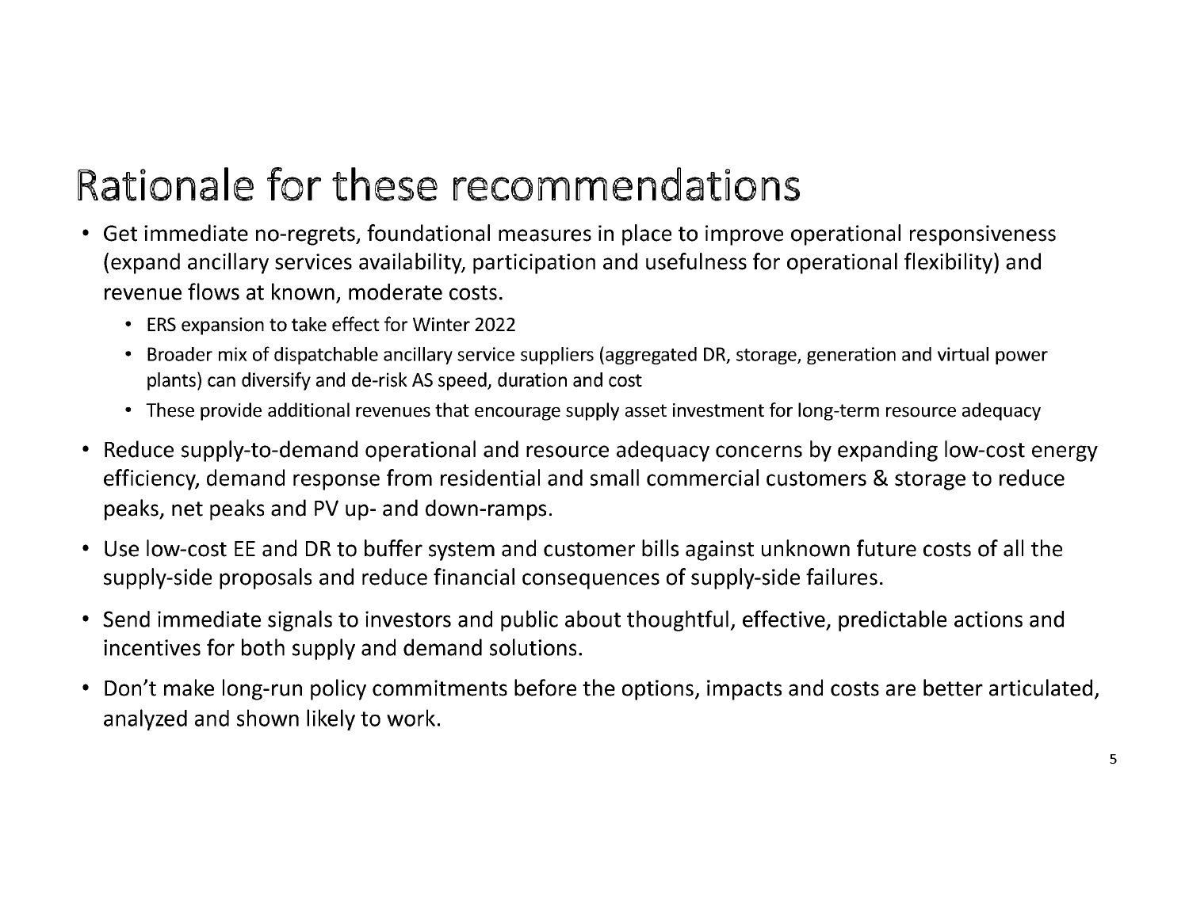# Rationale for these recommendations

- Get immediate no-regrets, foundational measures in place to improve operational responsiveness (expand ancillary services availability, participation and usefulness for operational flexibility) and revenue flows at known, moderate costs.
  - ERS expansion to take effect for Winter 2022
  - Broader mix of dispatchable ancillary service suppliers (aggregated DR, storage, generation and virtual power plants) can diversify and de-risk AS speed, duration and cost
  - These provide additional revenues that encourage supply asset investment for long-term resource adequacy
- Reduce supply-to-demand operational and resource adequacy concerns by expanding low-cost energy efficiency, demand response from residential and small commercial customers & storage to reduce peaks, net peaks and PV up- and down-ramps.
- Use low-cost EE and DR to buffer system and customer bills against unknown future costs of all the supply-side proposals and reduce financial consequences of supply-side failures.
- Send immediate signals to investors and public about thoughtful, effective, predictable actions and incentives for both supply and demand solutions.
- Don't make long-run policy commitments before the options, impacts and costs are better articulated, analyzed and shown likely to work.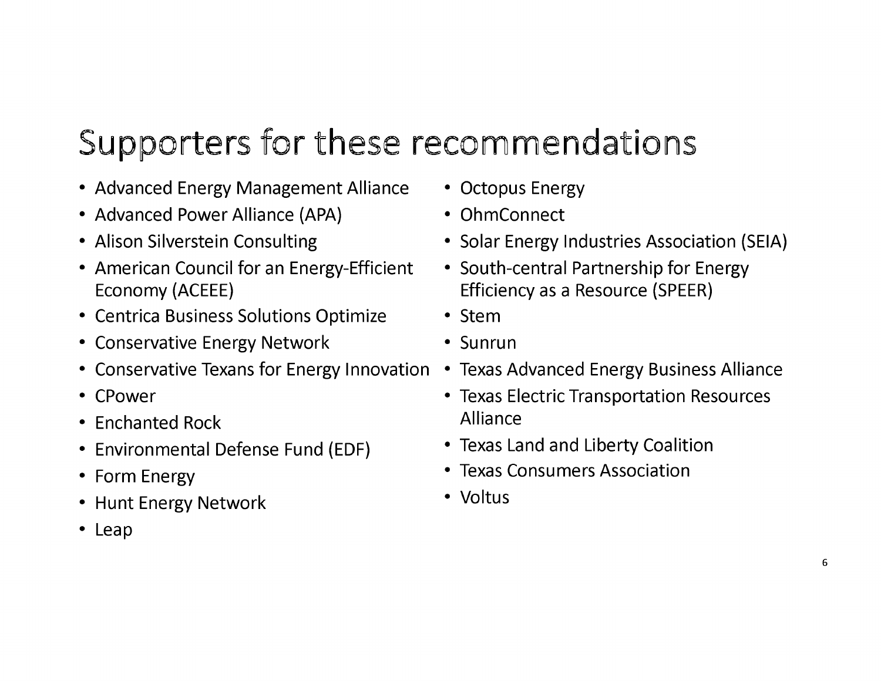# Supporters for these recommendations

- Advanced Energy Management Alliance
- Advanced Power Alliance (APA)
- Alison Silverstein Consulting
- American Council for an Energy-Efficient Economy (ACEEE)
- Centrica Business Solutions Optimize
- Conservative Energy Network
- Conservative Texans for Energy Innovation
- CPower
- Enchanted Rock
- Environmental Defense Fund (EDF)
- Form Energy
- Hunt Energy Network
- Leap
- Octopus Energy
- OhmConnect
- Solar Energy Industries Association (SEIA)
- South-central Partnership for Energy Efficiency as a Resource (SPEER)
- Stem
- Sunrun
- Texas Advanced Energy Business Alliance
- Texas Electric Transportation Resources Alliance
- Texas Land and Liberty Coalition
- Texas Consumers Association
- Voltus